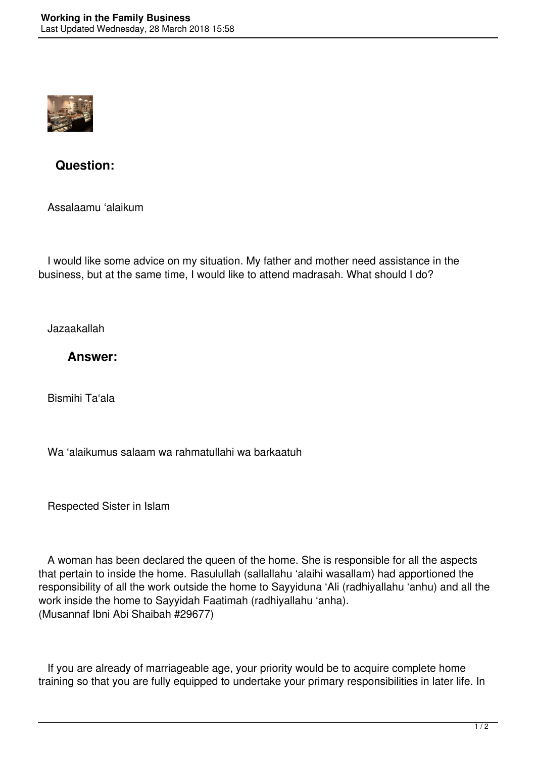## Question:

Assalaamu 'alaikum

I would like some advice on my situation. My father and mother need assistance in the business, but at the same time, I would like to attend madrasah. What should I do?

Jazaakallah

## Answer:

Bismihi Ta'ala

Wa 'alaikumus salaam wa rahmatullahi wa barkaatuh

Respected Sister in Islam

A woman has been declared the queen of the home. She is responsible for all the aspects that pertain to inside the home. Rasulullah (sallallahu 'alaihi wasallam) had apportioned the responsibility of all the work outside the home to Sayyiduna 'Ali (radhiyallahu 'anhu) and all the work inside the home to Sayyidah Faatimah (radhiyallahu 'anha).
(Musannaf Ibni Abi Shaibah #29677)

If you are already of marriageable age, your priority would be to acquire complete home training so that you are fully equipped to undertake your primary responsibilities in later life. In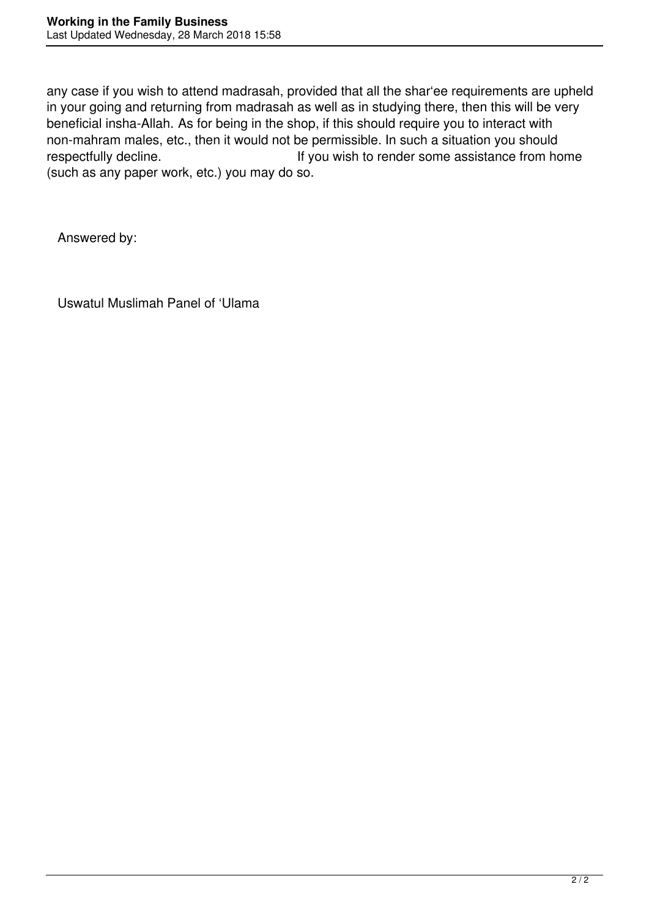any case if you wish to attend madrasah, provided that all the shar'ee requirements are upheld in your going and returning from madrasah as well as in studying there, then this will be very beneficial insha-Allah. As for being in the shop, if this should require you to interact with non-mahram males, etc., then it would not be permissible. In such a situation you should respectfully decline. If you wish to render some assistance from home (such as any paper work, etc.) you may do so.

Answered by:

Uswatul Muslimah Panel of 'Ulama